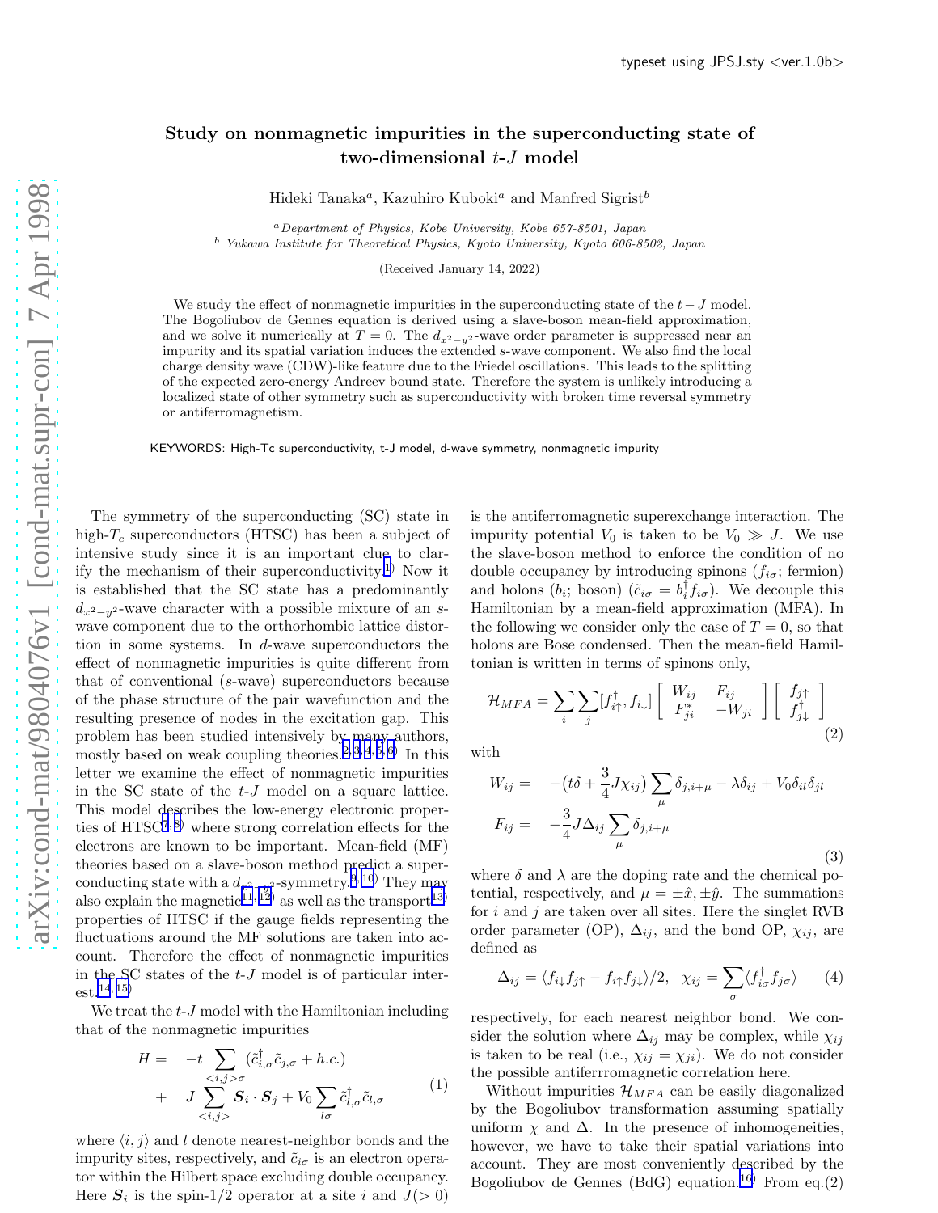# Study on nonmagnetic impurities in the superconducting state of two-dimensional $t$-$J$ model

Hideki Tanaka[a], Kazuhiro Kuboki[a] and Manfred Sigrist[b]

[a] *Department of Physics, Kobe University, Kobe 657-8501, Japan*

[b] *Yukawa Institute for Theoretical Physics, Kyoto University, Kyoto 606-8502, Japan*

(Received January 14, 2022)

We study the effect of nonmagnetic impurities in the superconducting state of the $t-J$ model. The Bogoliubov de Gennes equation is derived using a slave-boson mean-field approximation, and we solve it numerically at $T=0$. The $d_{x^2-y^2}$-wave order parameter is suppressed near an impurity and its spatial variation induces the extended $s$-wave component. We also find the local charge density wave (CDW)-like feature due to the Friedel oscillations. This leads to the splitting of the expected zero-energy Andreev bound state. Therefore the system is unlikely introducing a localized state of other symmetry such as superconductivity with broken time reversal symmetry or antiferromagnetism.

KEYWORDS: High-Tc superconductivity, t-J model, d-wave symmetry, nonmagnetic impurity

The symmetry of the superconducting (SC) state in high-$T_c$ superconductors (HTSC) has been a subject of intensive study since it is an important clue to clarify the mechanism of their superconductivity.[1] Now it is established that the SC state has a predominantly $d_{x^2-y^2}$-wave character with a possible mixture of an $s$-wave component due to the orthorhombic lattice distortion in some systems. In $d$-wave superconductors the effect of nonmagnetic impurities is quite different from that of conventional ($s$-wave) superconductors because of the phase structure of the pair wavefunction and the resulting presence of nodes in the excitation gap. This problem has been studied intensively by many authors, mostly based on weak coupling theories.[2,3,4,5,6] In this letter we examine the effect of nonmagnetic impurities in the SC state of the $t$-$J$ model on a square lattice. This model describes the low-energy electronic properties of HTSC[7,8] where strong correlation effects for the electrons are known to be important. Mean-field (MF) theories based on a slave-boson method predict a superconducting state with a $d_{x^2-y^2}$-symmetry.[9,10] They may also explain the magnetic[11,12] as well as the transport[13] properties of HTSC if the gauge fields representing the fluctuations around the MF solutions are taken into account. Therefore the effect of nonmagnetic impurities in the SC states of the $t$-$J$ model is of particular interest.[14,15]

We treat the $t$-$J$ model with the Hamiltonian including that of the nonmagnetic impurities

$$
\begin{aligned}
H = & -t\sum_{<i,j>\sigma}(\tilde{c}^\dagger_{i,\sigma}\tilde{c}_{j,\sigma}+h.c.) \\
& + J\sum_{<i,j>}\boldsymbol{S}_i\cdot\boldsymbol{S}_j + V_0\sum_{l\sigma}\tilde{c}^\dagger_{l,\sigma}\tilde{c}_{l,\sigma}
\end{aligned}
\tag{1}
$$

where $\langle i,j\rangle$ and $l$ denote nearest-neighbor bonds and the impurity sites, respectively, and $\tilde{c}_{i\sigma}$ is an electron operator within the Hilbert space excluding double occupancy. Here $\boldsymbol{S}_i$ is the spin-1/2 operator at a site $i$ and $J(>0)$ is the antiferromagnetic superexchange interaction. The impurity potential $V_0$ is taken to be $V_0 \gg J$. We use the slave-boson method to enforce the condition of no double occupancy by introducing spinons ($f_{i\sigma}$; fermion) and holons ($b_i$; boson) ($\tilde{c}_{i\sigma}=b^\dagger_i f_{i\sigma}$). We decouple this Hamiltonian by a mean-field approximation (MFA). In the following we consider only the case of $T=0$, so that holons are Bose condensed. Then the mean-field Hamiltonian is written in terms of spinons only,

$$
\mathcal{H}_{MFA}=\sum_i\sum_j[f^\dagger_{i\uparrow},f_{i\downarrow}]\begin{bmatrix} W_{ij} & F_{ij} \\ F^*_{ji} & -W_{ji}\end{bmatrix}\begin{bmatrix} f_{j\uparrow} \\ f^\dagger_{j\downarrow}\end{bmatrix}
\tag{2}
$$

with

$$
\begin{aligned}
W_{ij} = & \ -(t\delta+\frac{3}{4}J\chi_{ij})\sum_\mu\delta_{j,i+\mu}-\lambda\delta_{ij}+V_0\delta_{il}\delta_{jl} \\
F_{ij} = & \ -\frac{3}{4}J\Delta_{ij}\sum_\mu\delta_{j,i+\mu}
\end{aligned}
\tag{3}
$$

where $\delta$ and $\lambda$ are the doping rate and the chemical potential, respectively, and $\mu=\pm\hat{x},\pm\hat{y}$. The summations for $i$ and $j$ are taken over all sites. Here the singlet RVB order parameter (OP), $\Delta_{ij}$, and the bond OP, $\chi_{ij}$, are defined as

$$
\Delta_{ij}=\langle f_{i\downarrow}f_{j\uparrow}-f_{i\uparrow}f_{j\downarrow}\rangle/2,\quad \chi_{ij}=\sum_\sigma\langle f^\dagger_{i\sigma}f_{j\sigma}\rangle
\tag{4}
$$

respectively, for each nearest neighbor bond. We consider the solution where $\Delta_{ij}$ may be complex, while $\chi_{ij}$ is taken to be real (i.e., $\chi_{ij}=\chi_{ji}$). We do not consider the possible antiferrromagnetic correlation here.

Without impurities $\mathcal{H}_{MFA}$ can be easily diagonalized by the Bogoliubov transformation assuming spatially uniform $\chi$ and $\Delta$. In the presence of inhomogeneities, however, we have to take their spatial variations into account. They are most conveniently described by the Bogoliubov de Gennes (BdG) equation.[16] From eq.(2)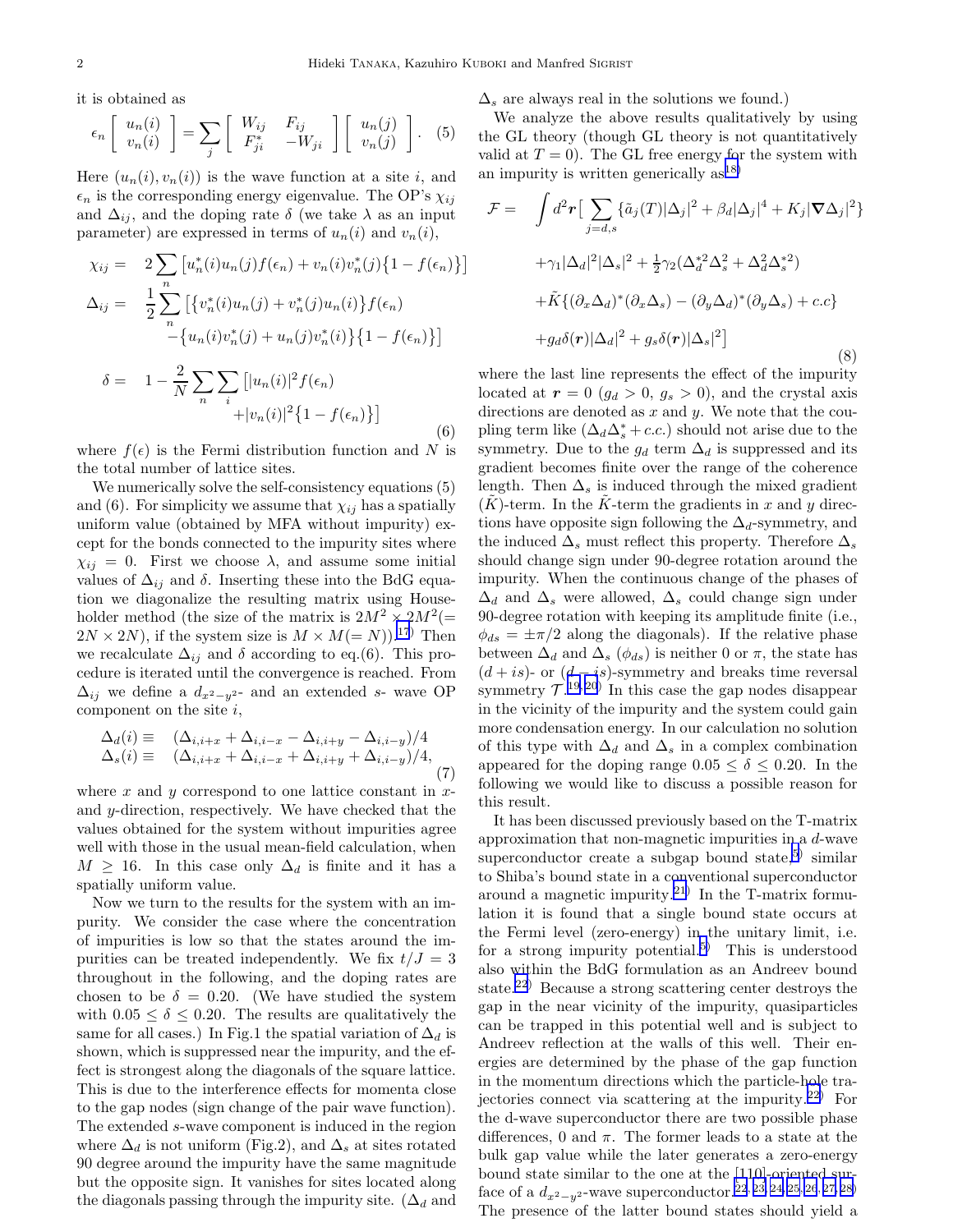it is obtained as

$$\epsilon_n \begin{bmatrix} u_n(i) \\ v_n(i) \end{bmatrix} = \sum_j \begin{bmatrix} W_{ij} & F_{ij} \\ F^*_{ji} & -W_{ji} \end{bmatrix} \begin{bmatrix} u_n(j) \\ v_n(j) \end{bmatrix}. \quad (5)$$

Here $(u_n(i), v_n(i))$ is the wave function at a site $i$, and $\epsilon_n$ is the corresponding energy eigenvalue. The OP's $\chi_{ij}$ and $\Delta_{ij}$, and the doping rate $\delta$ (we take $\lambda$ as an input parameter) are expressed in terms of $u_n(i)$ and $v_n(i)$,

$$\begin{aligned}
\chi_{ij} = \;& 2\sum_n \left[u^*_n(i)u_n(j)f(\epsilon_n) + v_n(i)v^*_n(j)\{1 - f(\epsilon_n)\}\right] \\
\Delta_{ij} = \;& \frac{1}{2}\sum_n \left[\{v^*_n(i)u_n(j) + v^*_n(j)u_n(i)\}f(\epsilon_n) \right.\\
& \left. -\{u_n(i)v^*_n(j) + u_n(j)v^*_n(i)\}\{1 - f(\epsilon_n)\}\right] \\
\delta = \;& 1 - \frac{2}{N}\sum_n \sum_i \left[|u_n(i)|^2 f(\epsilon_n) \right.\\
& \left. +|v_n(i)|^2\{1 - f(\epsilon_n)\}\right]
\end{aligned} \quad (6)$$

where $f(\epsilon)$ is the Fermi distribution function and $N$ is the total number of lattice sites.

We numerically solve the self-consistency equations (5) and (6). For simplicity we assume that $\chi_{ij}$ has a spatially uniform value (obtained by MFA without impurity) except for the bonds connected to the impurity sites where $\chi_{ij} = 0$. First we choose $\lambda$, and assume some initial values of $\Delta_{ij}$ and $\delta$. Inserting these into the BdG equation we diagonalize the resulting matrix using Householder method (the size of the matrix is $2M^2 \times 2M^2 (= 2N \times 2N)$, if the system size is $M \times M (= N)$).[17] Then we recalculate $\Delta_{ij}$ and $\delta$ according to eq.(6). This procedure is iterated until the convergence is reached. From $\Delta_{ij}$ we define a $d_{x^2-y^2}$- and an extended $s$- wave OP component on the site $i$,

$$\begin{aligned}
\Delta_d(i) \equiv \;& (\Delta_{i,i+x} + \Delta_{i,i-x} - \Delta_{i,i+y} - \Delta_{i,i-y})/4 \\
\Delta_s(i) \equiv \;& (\Delta_{i,i+x} + \Delta_{i,i-x} + \Delta_{i,i+y} + \Delta_{i,i-y})/4,
\end{aligned} \quad (7)$$

where $x$ and $y$ correspond to one lattice constant in $x$- and $y$-direction, respectively. We have checked that the values obtained for the system without impurities agree well with those in the usual mean-field calculation, when $M \geq 16$. In this case only $\Delta_d$ is finite and it has a spatially uniform value.

Now we turn to the results for the system with an impurity. We consider the case where the concentration of impurities is low so that the states around the impurities can be treated independently. We fix $t/J = 3$ throughout in the following, and the doping rates are chosen to be $\delta = 0.20$. (We have studied the system with $0.05 \leq \delta \leq 0.20$. The results are qualitatively the same for all cases.) In Fig.1 the spatial variation of $\Delta_d$ is shown, which is suppressed near the impurity, and the effect is strongest along the diagonals of the square lattice. This is due to the interference effects for momenta close to the gap nodes (sign change of the pair wave function). The extended $s$-wave component is induced in the region where $\Delta_d$ is not uniform (Fig.2), and $\Delta_s$ at sites rotated 90 degree around the impurity have the same magnitude but the opposite sign. It vanishes for sites located along the diagonals passing through the impurity site. ($\Delta_d$ and $\Delta_s$ are always real in the solutions we found.)

We analyze the above results qualitatively by using the GL theory (though GL theory is not quantitatively valid at $T = 0$). The GL free energy for the system with an impurity is written generically as[18]

$$\begin{aligned}
\mathcal{F} = \;& \int d^2\boldsymbol{r}\Big[ \sum_{j=d,s}\{\tilde{a}_j(T)|\Delta_j|^2 + \beta_d|\Delta_j|^4 + K_j|\boldsymbol{\nabla}\Delta_j|^2\} \\
& +\gamma_1|\Delta_d|^2|\Delta_s|^2 + \tfrac{1}{2}\gamma_2(\Delta_d^{*2}\Delta_s^2 + \Delta_d^2\Delta_s^{*2}) \\
& +\tilde{K}\{(\partial_x\Delta_d)^*(\partial_x\Delta_s) - (\partial_y\Delta_d)^*(\partial_y\Delta_s) + c.c\} \\
& +g_d\delta(\boldsymbol{r})|\Delta_d|^2 + g_s\delta(\boldsymbol{r})|\Delta_s|^2\Big]
\end{aligned} \quad (8)$$

where the last line represents the effect of the impurity located at $\boldsymbol{r} = 0$ ($g_d > 0$, $g_s > 0$), and the crystal axis directions are denoted as $x$ and $y$. We note that the coupling term like $(\Delta_d\Delta_s^* + c.c.)$ should not arise due to the symmetry. Due to the $g_d$ term $\Delta_d$ is suppressed and its gradient becomes finite over the range of the coherence length. Then $\Delta_s$ is induced through the mixed gradient ($\tilde{K}$)-term. In the $\tilde{K}$-term the gradients in $x$ and $y$ directions have opposite sign following the $\Delta_d$-symmetry, and the induced $\Delta_s$ must reflect this property. Therefore $\Delta_s$ should change sign under 90-degree rotation around the impurity. When the continuous change of the phases of $\Delta_d$ and $\Delta_s$ were allowed, $\Delta_s$ could change sign under 90-degree rotation with keeping its amplitude finite (i.e., $\phi_{ds} = \pm\pi/2$ along the diagonals). If the relative phase between $\Delta_d$ and $\Delta_s$ ($\phi_{ds}$) is neither 0 or $\pi$, the state has $(d + is)$- or $(d - is)$-symmetry and breaks time reversal symmetry $\mathcal{T}$.[19,20] In this case the gap nodes disappear in the vicinity of the impurity and the system could gain more condensation energy. In our calculation no solution of this type with $\Delta_d$ and $\Delta_s$ in a complex combination appeared for the doping range $0.05 \leq \delta \leq 0.20$. In the following we would like to discuss a possible reason for this result.

It has been discussed previously based on the T-matrix approximation that non-magnetic impurities in a $d$-wave superconductor create a subgap bound state,[5] similar to Shiba's bound state in a conventional superconductor around a magnetic impurity.[21] In the T-matrix formulation it is found that a single bound state occurs at the Fermi level (zero-energy) in the unitary limit, i.e. for a strong impurity potential.[5] This is understood also within the BdG formulation as an Andreev bound state.[22] Because a strong scattering center destroys the gap in the near vicinity of the impurity, quasiparticles can be trapped in this potential well and is subject to Andreev reflection at the walls of this well. Their energies are determined by the phase of the gap function in the momentum directions which the particle-hole trajectories connect via scattering at the impurity.[22] For the d-wave superconductor there are two possible phase differences, 0 and $\pi$. The former leads to a state at the bulk gap value while the later generates a zero-energy bound state similar to the one at the [110]-oriented surface of a $d_{x^2-y^2}$-wave superconductor.[22,23,24,25,26,27,28] The presence of the latter bound states should yield a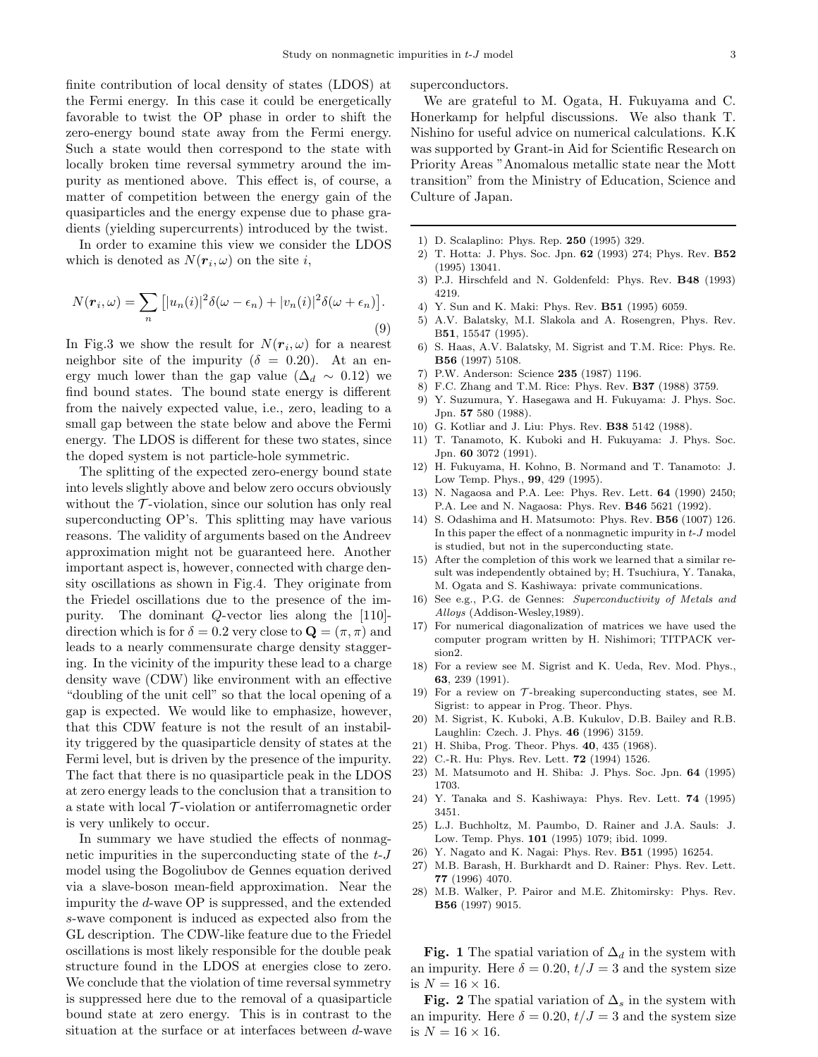finite contribution of local density of states (LDOS) at the Fermi energy. In this case it could be energetically favorable to twist the OP phase in order to shift the zero-energy bound state away from the Fermi energy. Such a state would then correspond to the state with locally broken time reversal symmetry around the impurity as mentioned above. This effect is, of course, a matter of competition between the energy gain of the quasiparticles and the energy expense due to phase gradients (yielding supercurrents) introduced by the twist.

In order to examine this view we consider the LDOS which is denoted as $N(\boldsymbol{r}_i, \omega)$ on the site $i$,

$$N(\boldsymbol{r}_i, \omega) = \sum_n \left[ |u_n(i)|^2 \delta(\omega - \epsilon_n) + |v_n(i)|^2 \delta(\omega + \epsilon_n) \right]. \tag{9}$$

In Fig.3 we show the result for $N(\boldsymbol{r}_i, \omega)$ for a nearest neighbor site of the impurity ($\delta = 0.20$). At an energy much lower than the gap value ($\Delta_d \sim 0.12$) we find bound states. The bound state energy is different from the naively expected value, i.e., zero, leading to a small gap between the state below and above the Fermi energy. The LDOS is different for these two states, since the doped system is not particle-hole symmetric.

The splitting of the expected zero-energy bound state into levels slightly above and below zero occurs obviously without the $\mathcal{T}$-violation, since our solution has only real superconducting OP's. This splitting may have various reasons. The validity of arguments based on the Andreev approximation might not be guaranteed here. Another important aspect is, however, connected with charge density oscillations as shown in Fig.4. They originate from the Friedel oscillations due to the presence of the impurity. The dominant $Q$-vector lies along the [110]-direction which is for $\delta = 0.2$ very close to $\mathbf{Q} = (\pi, \pi)$ and leads to a nearly commensurate charge density staggering. In the vicinity of the impurity these lead to a charge density wave (CDW) like environment with an effective "doubling of the unit cell" so that the local opening of a gap is expected. We would like to emphasize, however, that this CDW feature is not the result of an instability triggered by the quasiparticle density of states at the Fermi level, but is driven by the presence of the impurity. The fact that there is no quasiparticle peak in the LDOS at zero energy leads to the conclusion that a transition to a state with local $\mathcal{T}$-violation or antiferromagnetic order is very unlikely to occur.

In summary we have studied the effects of nonmagnetic impurities in the superconducting state of the $t$-$J$ model using the Bogoliubov de Gennes equation derived via a slave-boson mean-field approximation. Near the impurity the $d$-wave OP is suppressed, and the extended $s$-wave component is induced as expected also from the GL description. The CDW-like feature due to the Friedel oscillations is most likely responsible for the double peak structure found in the LDOS at energies close to zero. We conclude that the violation of time reversal symmetry is suppressed here due to the removal of a quasiparticle bound state at zero energy. This is in contrast to the situation at the surface or at interfaces between $d$-wave superconductors.

We are grateful to M. Ogata, H. Fukuyama and C. Honerkamp for helpful discussions. We also thank T. Nishino for useful advice on numerical calculations. K.K was supported by Grant-in Aid for Scientific Research on Priority Areas "Anomalous metallic state near the Mott transition" from the Ministry of Education, Science and Culture of Japan.

---

1) D. Scalaplino: Phys. Rep. **250** (1995) 329.
2) T. Hotta: J. Phys. Soc. Jpn. **62** (1993) 274; Phys. Rev. **B52** (1995) 13041.
3) P.J. Hirschfeld and N. Goldenfeld: Phys. Rev. **B48** (1993) 4219.
4) Y. Sun and K. Maki: Phys. Rev. **B51** (1995) 6059.
5) A.V. Balatsky, M.I. Slakola and A. Rosengren, Phys. Rev. B**51**, 15547 (1995).
6) S. Haas, A.V. Balatsky, M. Sigrist and T.M. Rice: Phys. Re. **B56** (1997) 5108.
7) P.W. Anderson: Science **235** (1987) 1196.
8) F.C. Zhang and T.M. Rice: Phys. Rev. **B37** (1988) 3759.
9) Y. Suzumura, Y. Hasegawa and H. Fukuyama: J. Phys. Soc. Jpn. **57** 580 (1988).
10) G. Kotliar and J. Liu: Phys. Rev. **B38** 5142 (1988).
11) T. Tanamoto, K. Kuboki and H. Fukuyama: J. Phys. Soc. Jpn. **60** 3072 (1991).
12) H. Fukuyama, H. Kohno, B. Normand and T. Tanamoto: J. Low Temp. Phys., **99**, 429 (1995).
13) N. Nagaosa and P.A. Lee: Phys. Rev. Lett. **64** (1990) 2450; P.A. Lee and N. Nagaosa: Phys. Rev. **B46** 5621 (1992).
14) S. Odashima and H. Matsumoto: Phys. Rev. **B56** (1007) 126. In this paper the effect of a nonmagnetic impurity in $t$-$J$ model is studied, but not in the superconducting state.
15) After the completion of this work we learned that a similar result was independently obtained by; H. Tsuchiura, Y. Tanaka, M. Ogata and S. Kashiwaya: private communications.
16) See e.g., P.G. de Gennes: *Superconductivity of Metals and Alloys* (Addison-Wesley,1989).
17) For numerical diagonalization of matrices we have used the computer program written by H. Nishimori; TITPACK version2.
18) For a review see M. Sigrist and K. Ueda, Rev. Mod. Phys., **63**, 239 (1991).
19) For a review on $\mathcal{T}$-breaking superconducting states, see M. Sigrist: to appear in Prog. Theor. Phys.
20) M. Sigrist, K. Kuboki, A.B. Kukulov, D.B. Bailey and R.B. Laughlin: Czech. J. Phys. **46** (1996) 3159.
21) H. Shiba, Prog. Theor. Phys. **40**, 435 (1968).
22) C.-R. Hu: Phys. Rev. Lett. **72** (1994) 1526.
23) M. Matsumoto and H. Shiba: J. Phys. Soc. Jpn. **64** (1995) 1703.
24) Y. Tanaka and S. Kashiwaya: Phys. Rev. Lett. **74** (1995) 3451.
25) L.J. Buchholtz, M. Paumbo, D. Rainer and J.A. Sauls: J. Low. Temp. Phys. **101** (1995) 1079; ibid. 1099.
26) Y. Nagato and K. Nagai: Phys. Rev. **B51** (1995) 16254.
27) M.B. Barash, H. Burkhardt and D. Rainer: Phys. Rev. Lett. **77** (1996) 4070.
28) M.B. Walker, P. Pairor and M.E. Zhitomirsky: Phys. Rev. **B56** (1997) 9015.

**Fig. 1** The spatial variation of $\Delta_d$ in the system with an impurity. Here $\delta = 0.20$, $t/J = 3$ and the system size is $N = 16 \times 16$.

**Fig. 2** The spatial variation of $\Delta_s$ in the system with an impurity. Here $\delta = 0.20$, $t/J = 3$ and the system size is $N = 16 \times 16$.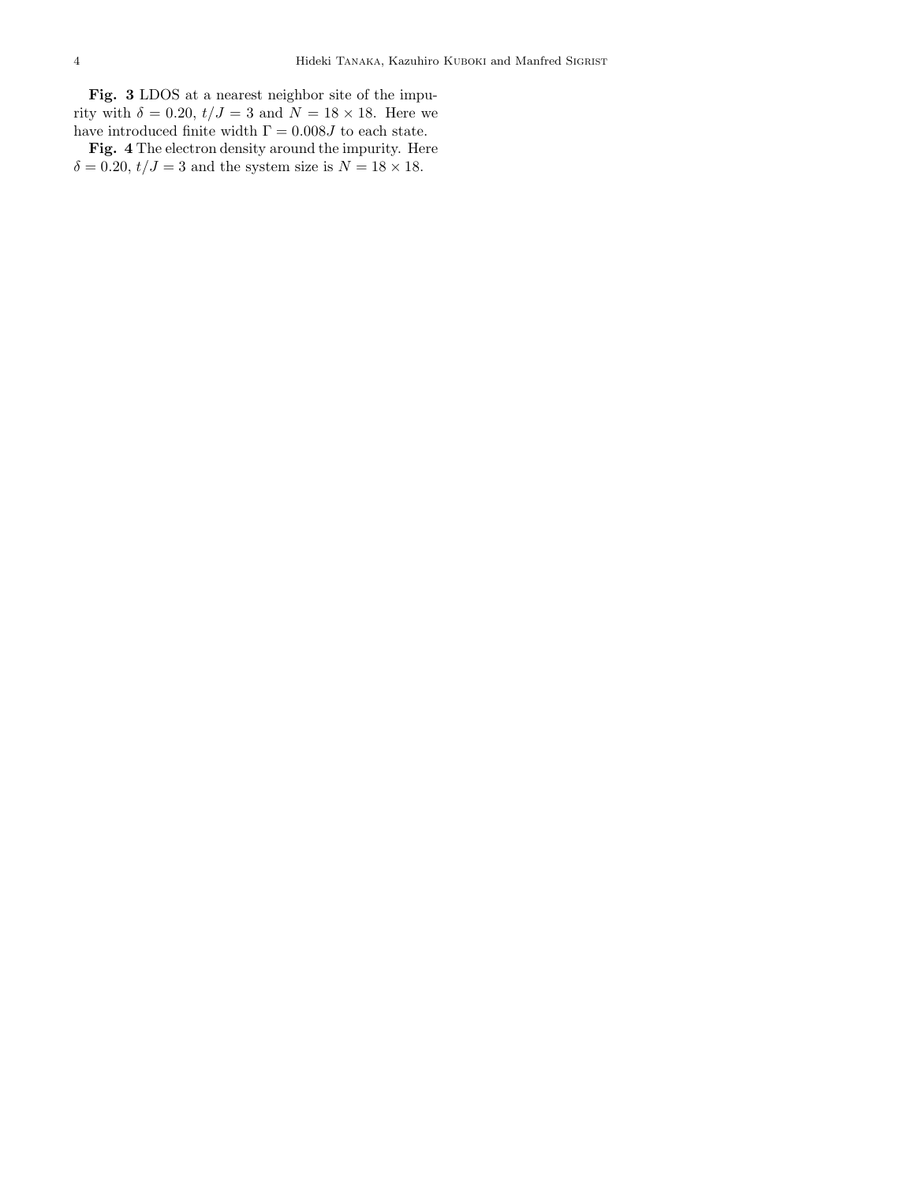**Fig. 3** LDOS at a nearest neighbor site of the impurity with $\delta = 0.20$, $t/J = 3$ and $N = 18 \times 18$. Here we have introduced finite width $\Gamma = 0.008J$ to each state.

**Fig. 4** The electron density around the impurity. Here $\delta = 0.20$, $t/J = 3$ and the system size is $N = 18 \times 18$.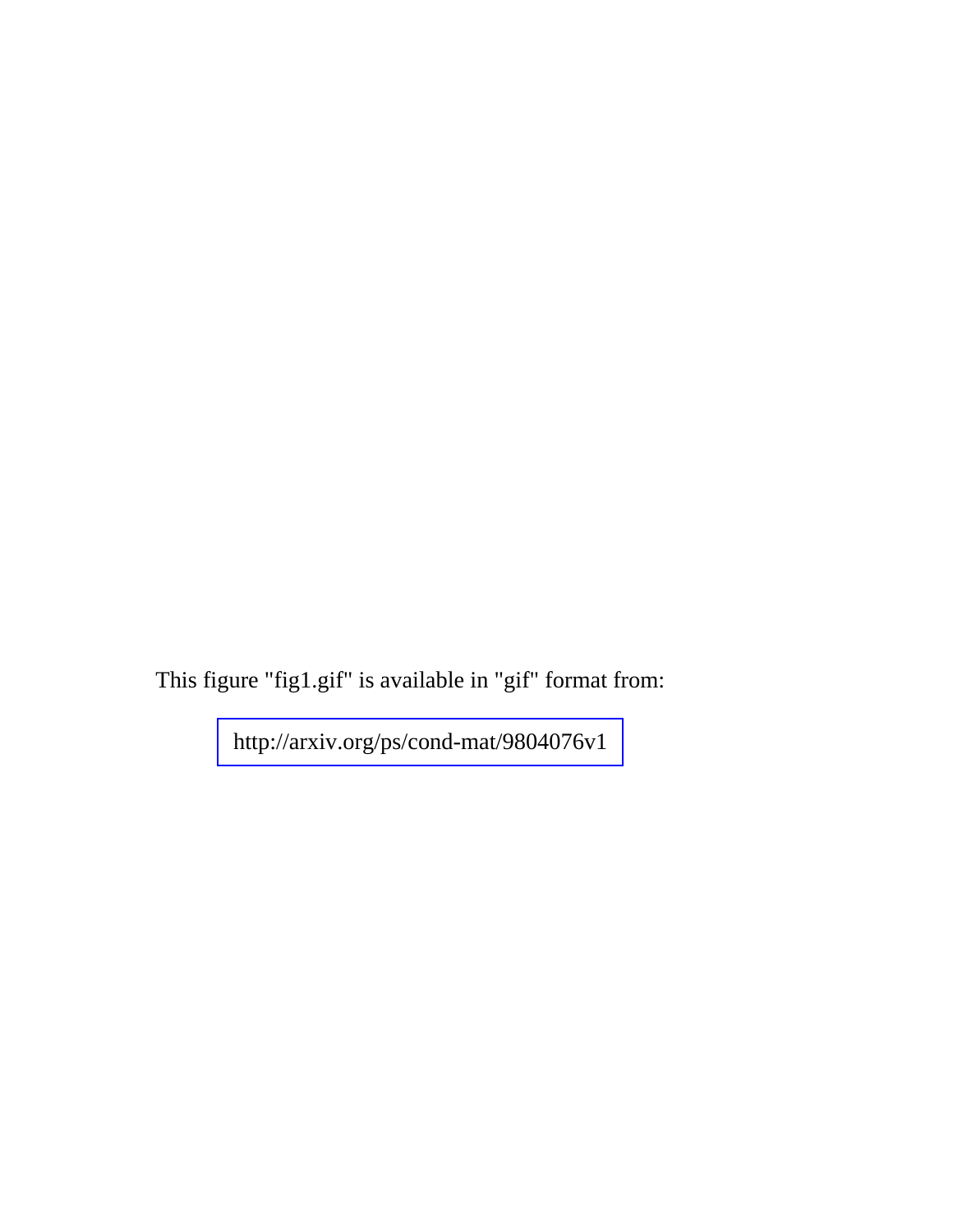This figure "fig1.gif" is available in "gif" format from:

http://arxiv.org/ps/cond-mat/9804076v1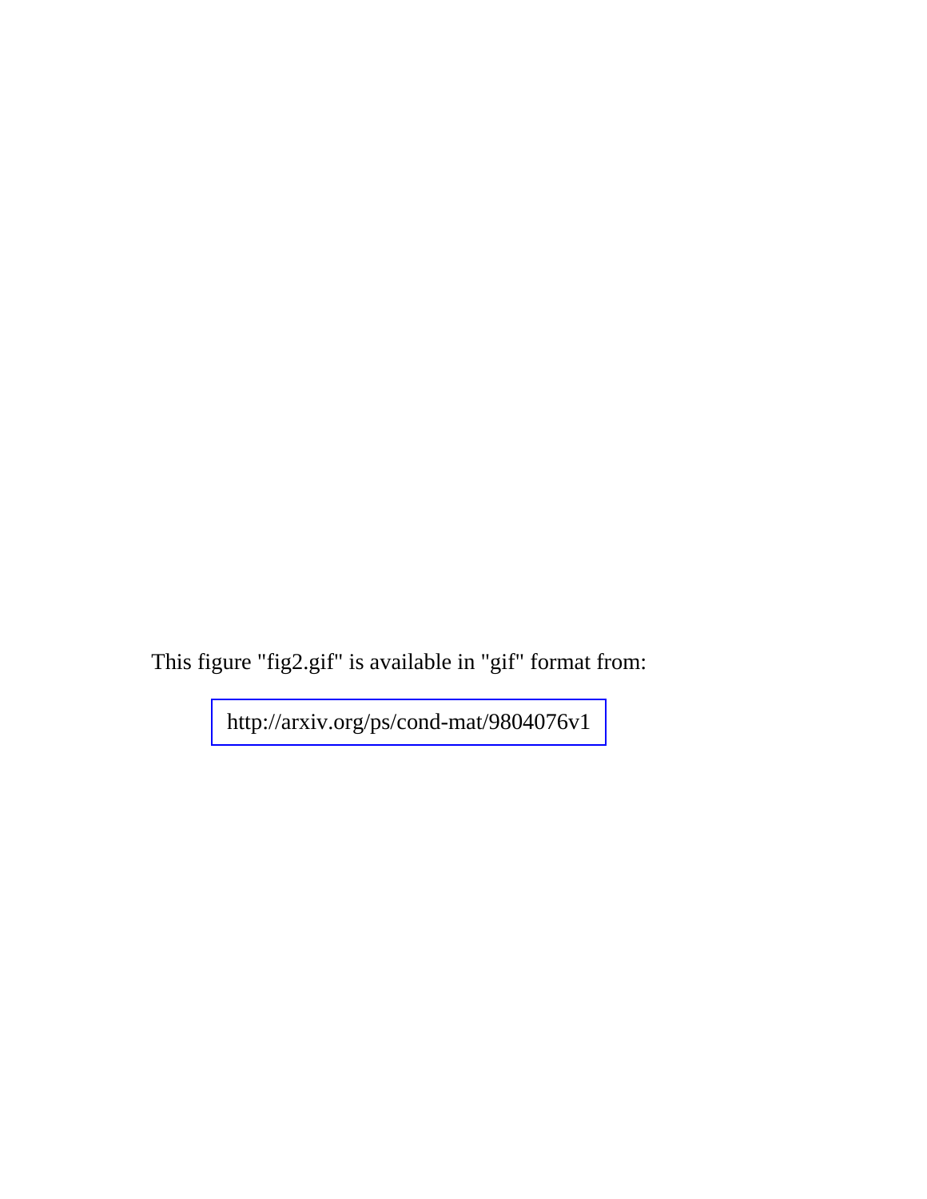This figure "fig2.gif" is available in "gif" format from:

http://arxiv.org/ps/cond-mat/9804076v1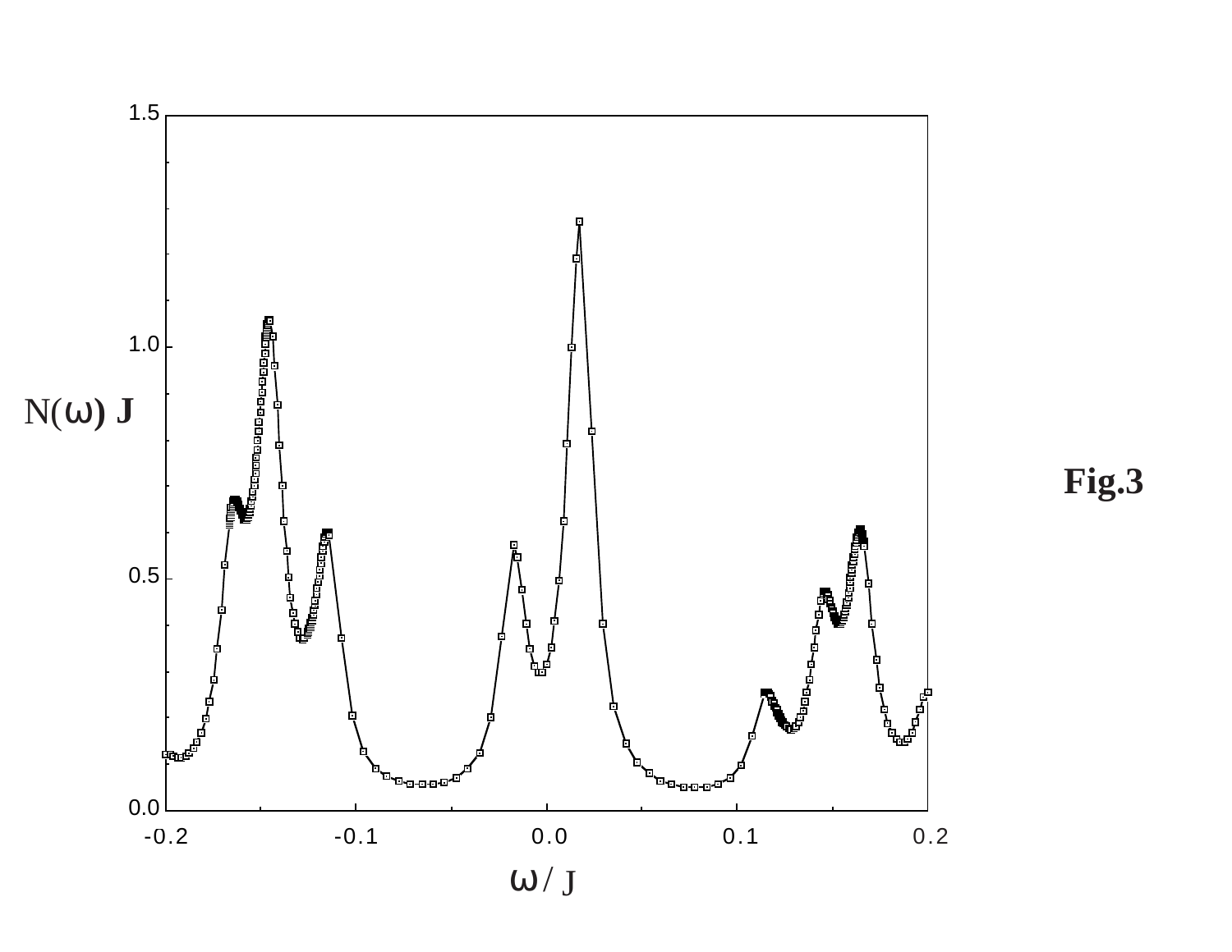**Fig.3**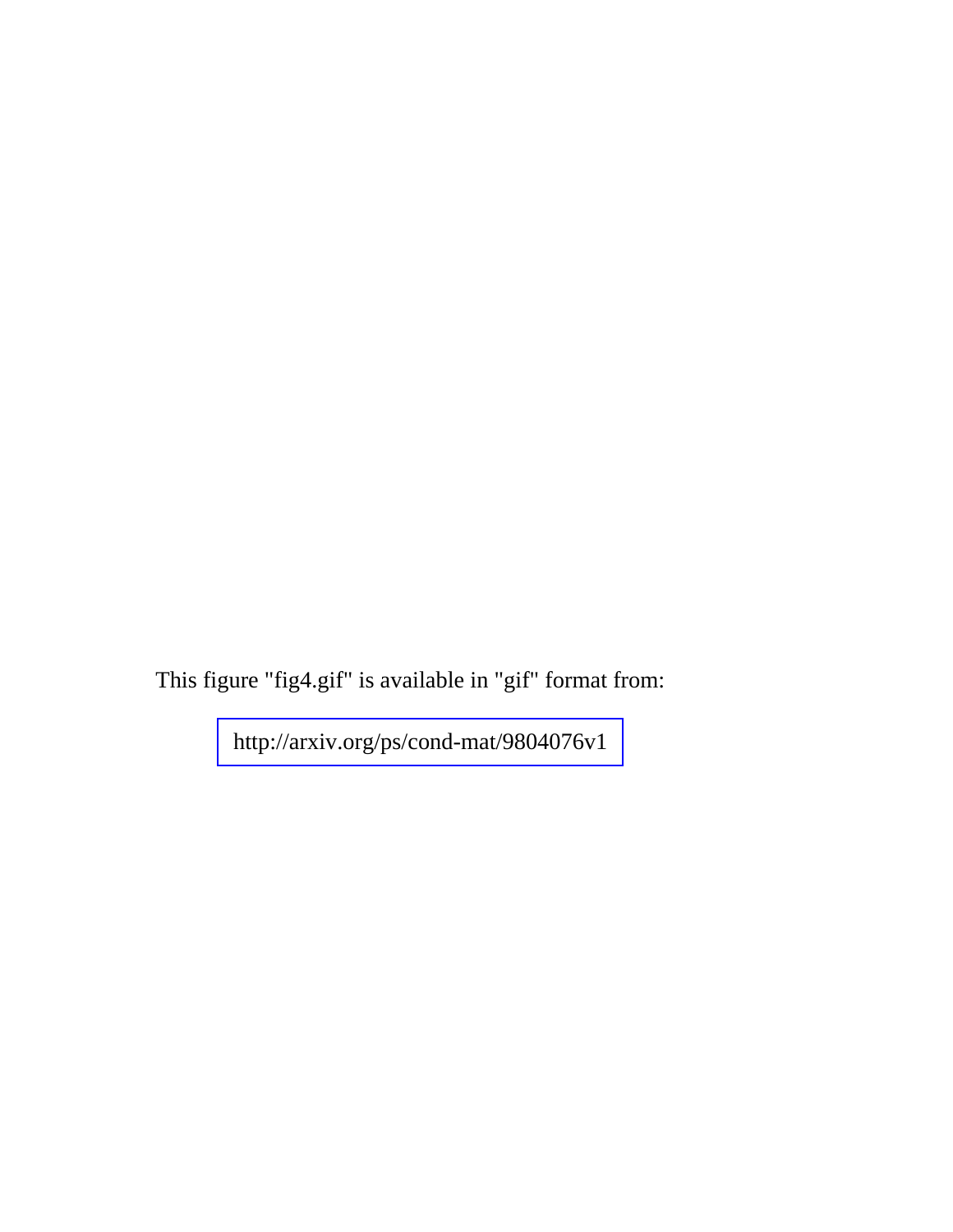This figure "fig4.gif" is available in "gif" format from:

http://arxiv.org/ps/cond-mat/9804076v1